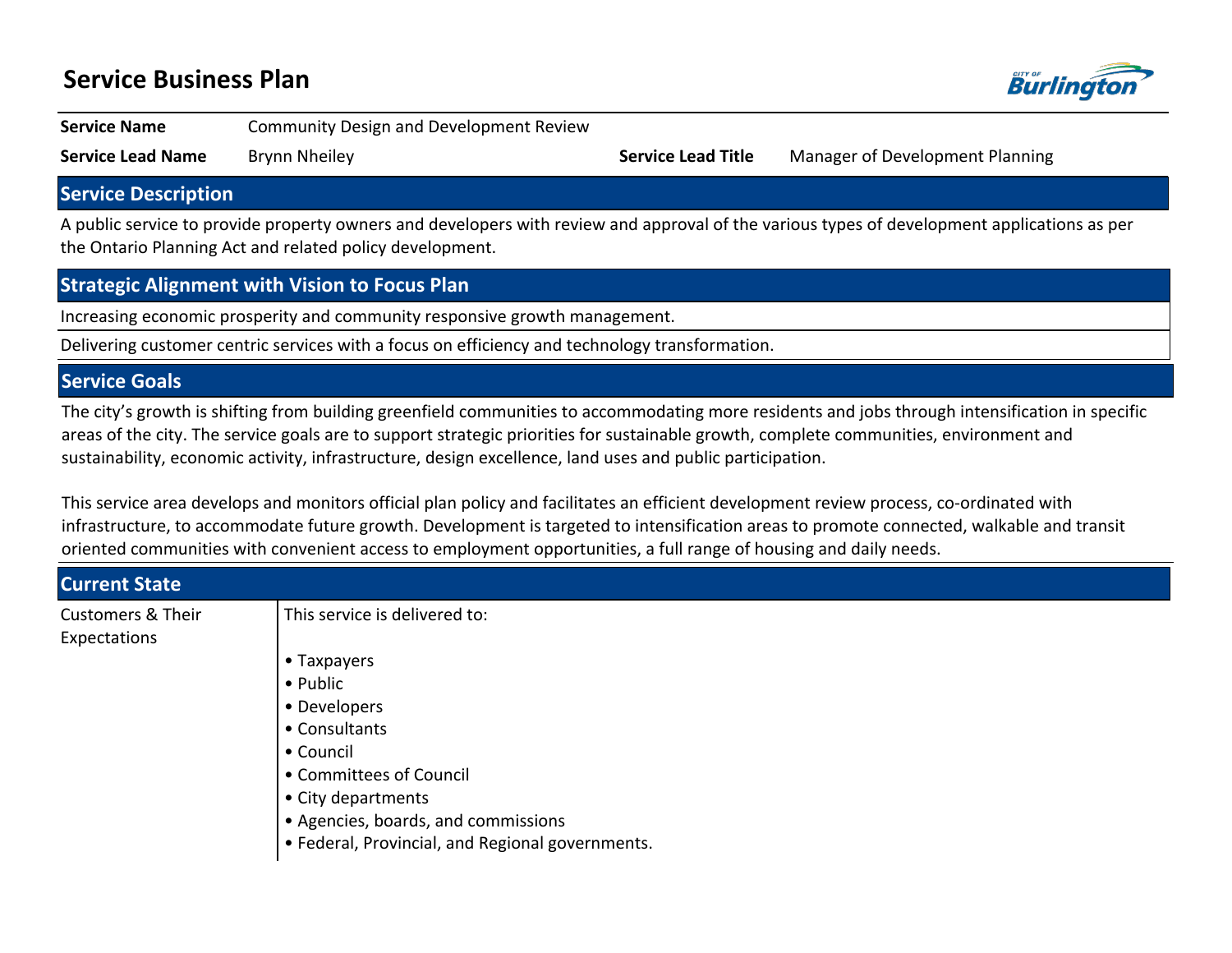# Service Business Plan

| | | | |
|---|---|---|---|
| **Service Name** | Community Design and Development Review | | |
| **Service Lead Name** | Brynn Nheiley | **Service Lead Title** | Manager of Development Planning |

## Service Description

A public service to provide property owners and developers with review and approval of the various types of development applications as per the Ontario Planning Act and related policy development.

## Strategic Alignment with Vision to Focus Plan

Increasing economic prosperity and community responsive growth management.

Delivering customer centric services with a focus on efficiency and technology transformation.

## Service Goals

The city's growth is shifting from building greenfield communities to accommodating more residents and jobs through intensification in specific areas of the city. The service goals are to support strategic priorities for sustainable growth, complete communities, environment and sustainability, economic activity, infrastructure, design excellence, land uses and public participation.

This service area develops and monitors official plan policy and facilitates an efficient development review process, co-ordinated with infrastructure, to accommodate future growth. Development is targeted to intensification areas to promote connected, walkable and transit oriented communities with convenient access to employment opportunities, a full range of housing and daily needs.

## Current State

**Customers & Their Expectations**

This service is delivered to:

- Taxpayers
- Public
- Developers
- Consultants
- Council
- Committees of Council
- City departments
- Agencies, boards, and commissions
- Federal, Provincial, and Regional governments.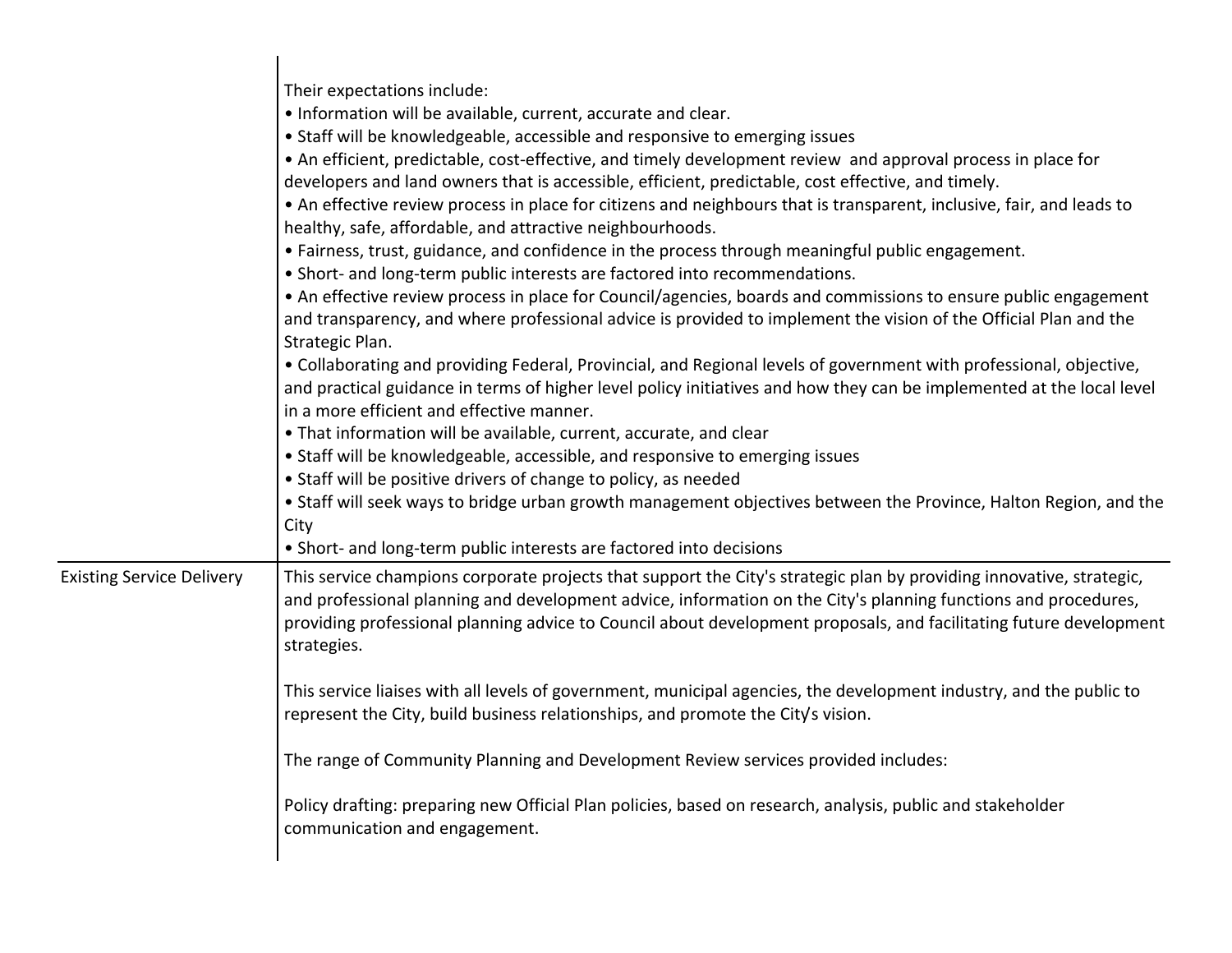| | |
|---|---|
| | Their expectations include:<br>• Information will be available, current, accurate and clear.<br>• Staff will be knowledgeable, accessible and responsive to emerging issues<br>• An efficient, predictable, cost-effective, and timely development review and approval process in place for developers and land owners that is accessible, efficient, predictable, cost effective, and timely.<br>• An effective review process in place for citizens and neighbours that is transparent, inclusive, fair, and leads to healthy, safe, affordable, and attractive neighbourhoods.<br>• Fairness, trust, guidance, and confidence in the process through meaningful public engagement.<br>• Short- and long-term public interests are factored into recommendations.<br>• An effective review process in place for Council/agencies, boards and commissions to ensure public engagement and transparency, and where professional advice is provided to implement the vision of the Official Plan and the Strategic Plan.<br>• Collaborating and providing Federal, Provincial, and Regional levels of government with professional, objective, and practical guidance in terms of higher level policy initiatives and how they can be implemented at the local level in a more efficient and effective manner.<br>• That information will be available, current, accurate, and clear<br>• Staff will be knowledgeable, accessible, and responsive to emerging issues<br>• Staff will be positive drivers of change to policy, as needed<br>• Staff will seek ways to bridge urban growth management objectives between the Province, Halton Region, and the City<br>• Short- and long-term public interests are factored into decisions |
| Existing Service Delivery | This service champions corporate projects that support the City's strategic plan by providing innovative, strategic, and professional planning and development advice, information on the City's planning functions and procedures, providing professional planning advice to Council about development proposals, and facilitating future development strategies.<br><br>This service liaises with all levels of government, municipal agencies, the development industry, and the public to represent the City, build business relationships, and promote the City's vision.<br><br>The range of Community Planning and Development Review services provided includes:<br><br>Policy drafting: preparing new Official Plan policies, based on research, analysis, public and stakeholder communication and engagement. |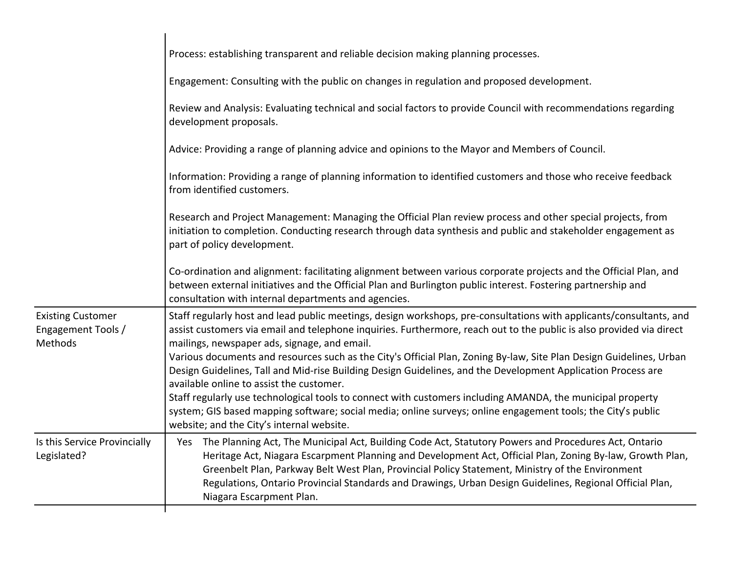| | |
|---|---|
| | Process: establishing transparent and reliable decision making planning processes.<br><br>Engagement: Consulting with the public on changes in regulation and proposed development.<br><br>Review and Analysis: Evaluating technical and social factors to provide Council with recommendations regarding development proposals.<br><br>Advice: Providing a range of planning advice and opinions to the Mayor and Members of Council.<br><br>Information: Providing a range of planning information to identified customers and those who receive feedback from identified customers.<br><br>Research and Project Management: Managing the Official Plan review process and other special projects, from initiation to completion. Conducting research through data synthesis and public and stakeholder engagement as part of policy development.<br><br>Co-ordination and alignment: facilitating alignment between various corporate projects and the Official Plan, and between external initiatives and the Official Plan and Burlington public interest. Fostering partnership and consultation with internal departments and agencies. |
| Existing Customer Engagement Tools / Methods | Staff regularly host and lead public meetings, design workshops, pre-consultations with applicants/consultants, and assist customers via email and telephone inquiries. Furthermore, reach out to the public is also provided via direct mailings, newspaper ads, signage, and email.<br>Various documents and resources such as the City's Official Plan, Zoning By-law, Site Plan Design Guidelines, Urban Design Guidelines, Tall and Mid-rise Building Design Guidelines, and the Development Application Process are available online to assist the customer.<br>Staff regularly use technological tools to connect with customers including AMANDA, the municipal property system; GIS based mapping software; social media; online surveys; online engagement tools; the City's public website; and the City's internal website. |
| Is this Service Provincially Legislated? | Yes The Planning Act, The Municipal Act, Building Code Act, Statutory Powers and Procedures Act, Ontario Heritage Act, Niagara Escarpment Planning and Development Act, Official Plan, Zoning By-law, Growth Plan, Greenbelt Plan, Parkway Belt West Plan, Provincial Policy Statement, Ministry of the Environment Regulations, Ontario Provincial Standards and Drawings, Urban Design Guidelines, Regional Official Plan, Niagara Escarpment Plan. |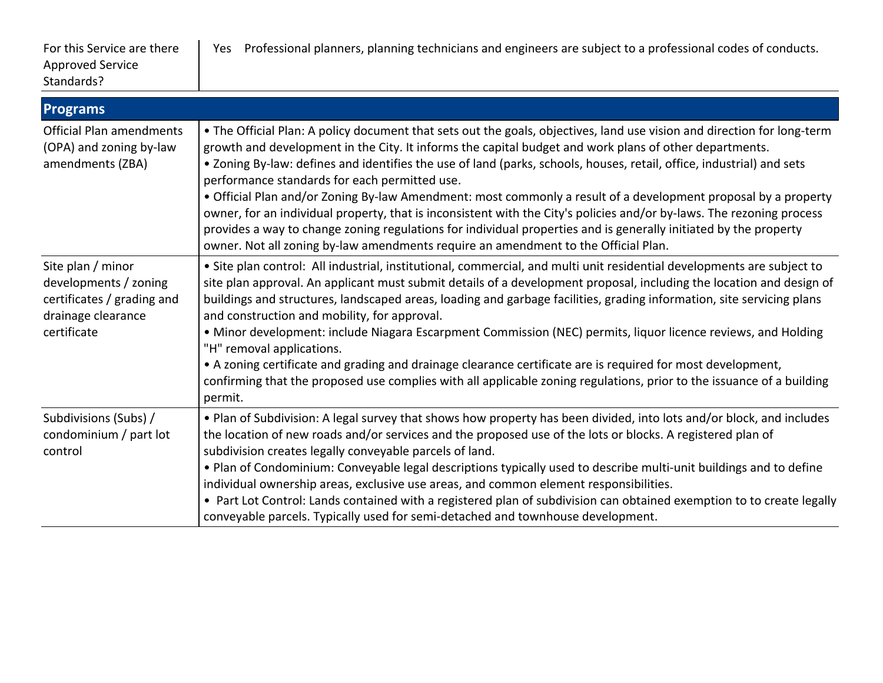| For this Service are there Approved Service Standards? | Yes Professional planners, planning technicians and engineers are subject to a professional codes of conducts. |
|---|---|

| Programs | |
|---|---|
| Official Plan amendments (OPA) and zoning by-law amendments (ZBA) | • The Official Plan: A policy document that sets out the goals, objectives, land use vision and direction for long-term growth and development in the City. It informs the capital budget and work plans of other departments.<br>• Zoning By-law: defines and identifies the use of land (parks, schools, houses, retail, office, industrial) and sets performance standards for each permitted use.<br>• Official Plan and/or Zoning By-law Amendment: most commonly a result of a development proposal by a property owner, for an individual property, that is inconsistent with the City's policies and/or by-laws. The rezoning process provides a way to change zoning regulations for individual properties and is generally initiated by the property owner. Not all zoning by-law amendments require an amendment to the Official Plan. |
| Site plan / minor developments / zoning certificates / grading and drainage clearance certificate | • Site plan control: All industrial, institutional, commercial, and multi unit residential developments are subject to site plan approval. An applicant must submit details of a development proposal, including the location and design of buildings and structures, landscaped areas, loading and garbage facilities, grading information, site servicing plans and construction and mobility, for approval.<br>• Minor development: include Niagara Escarpment Commission (NEC) permits, liquor licence reviews, and Holding "H" removal applications.<br>• A zoning certificate and grading and drainage clearance certificate are is required for most development, confirming that the proposed use complies with all applicable zoning regulations, prior to the issuance of a building permit. |
| Subdivisions (Subs) / condominium / part lot control | • Plan of Subdivision: A legal survey that shows how property has been divided, into lots and/or block, and includes the location of new roads and/or services and the proposed use of the lots or blocks. A registered plan of subdivision creates legally conveyable parcels of land.<br>• Plan of Condominium: Conveyable legal descriptions typically used to describe multi-unit buildings and to define individual ownership areas, exclusive use areas, and common element responsibilities.<br>• Part Lot Control: Lands contained with a registered plan of subdivision can obtained exemption to to create legally conveyable parcels. Typically used for semi-detached and townhouse development. |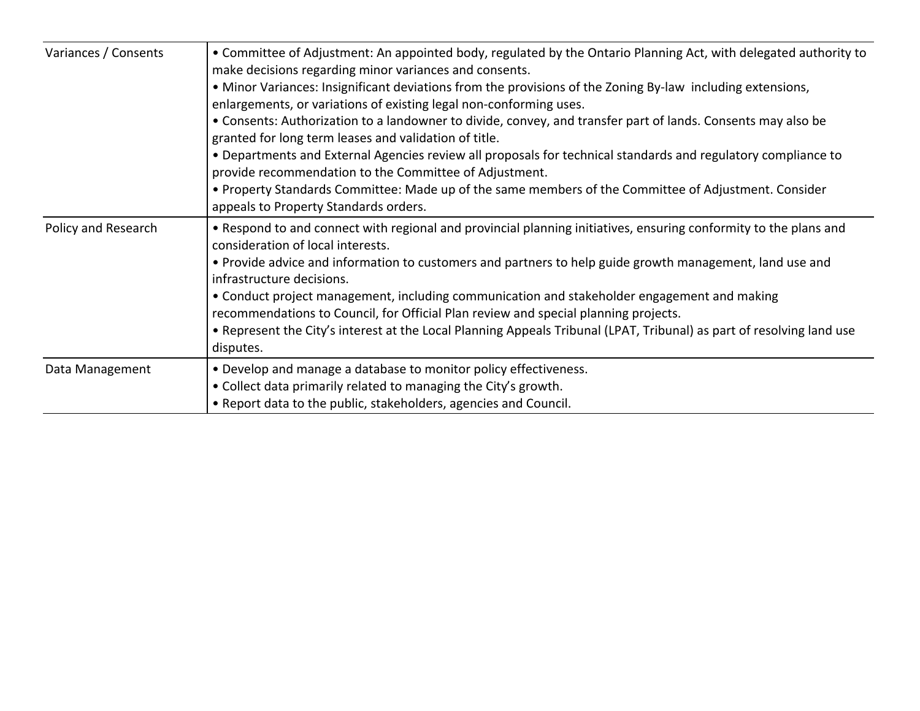| | |
|---|---|
| Variances / Consents | • Committee of Adjustment: An appointed body, regulated by the Ontario Planning Act, with delegated authority to make decisions regarding minor variances and consents.<br>• Minor Variances: Insignificant deviations from the provisions of the Zoning By-law including extensions, enlargements, or variations of existing legal non-conforming uses.<br>• Consents: Authorization to a landowner to divide, convey, and transfer part of lands. Consents may also be granted for long term leases and validation of title.<br>• Departments and External Agencies review all proposals for technical standards and regulatory compliance to provide recommendation to the Committee of Adjustment.<br>• Property Standards Committee: Made up of the same members of the Committee of Adjustment. Consider appeals to Property Standards orders. |
| Policy and Research | • Respond to and connect with regional and provincial planning initiatives, ensuring conformity to the plans and consideration of local interests.<br>• Provide advice and information to customers and partners to help guide growth management, land use and infrastructure decisions.<br>• Conduct project management, including communication and stakeholder engagement and making recommendations to Council, for Official Plan review and special planning projects.<br>• Represent the City's interest at the Local Planning Appeals Tribunal (LPAT, Tribunal) as part of resolving land use disputes. |
| Data Management | • Develop and manage a database to monitor policy effectiveness.<br>• Collect data primarily related to managing the City's growth.<br>• Report data to the public, stakeholders, agencies and Council. |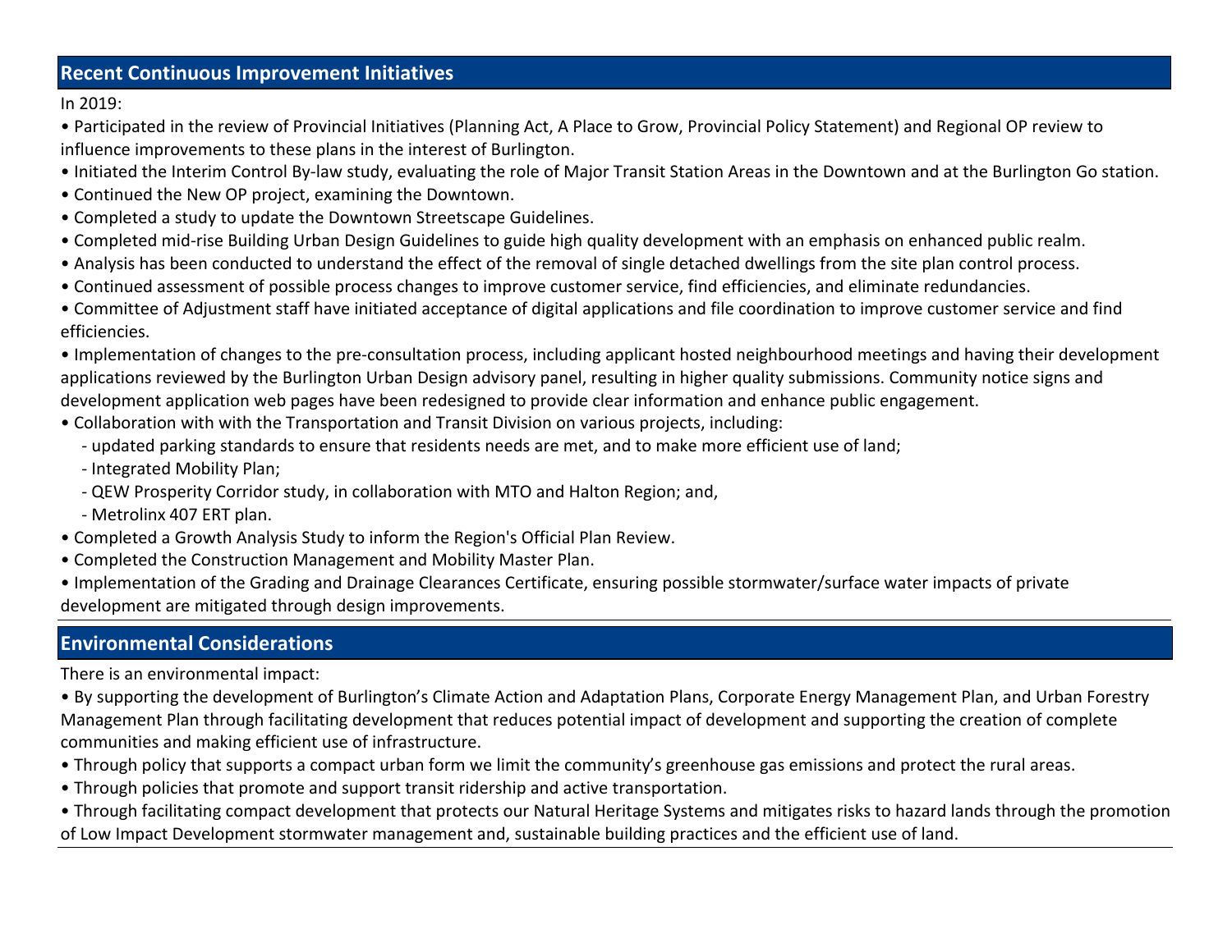## Recent Continuous Improvement Initiatives

In 2019:

- Participated in the review of Provincial Initiatives (Planning Act, A Place to Grow, Provincial Policy Statement) and Regional OP review to influence improvements to these plans in the interest of Burlington.
- Initiated the Interim Control By-law study, evaluating the role of Major Transit Station Areas in the Downtown and at the Burlington Go station.
- Continued the New OP project, examining the Downtown.
- Completed a study to update the Downtown Streetscape Guidelines.
- Completed mid-rise Building Urban Design Guidelines to guide high quality development with an emphasis on enhanced public realm.
- Analysis has been conducted to understand the effect of the removal of single detached dwellings from the site plan control process.
- Continued assessment of possible process changes to improve customer service, find efficiencies, and eliminate redundancies.
- Committee of Adjustment staff have initiated acceptance of digital applications and file coordination to improve customer service and find efficiencies.
- Implementation of changes to the pre-consultation process, including applicant hosted neighbourhood meetings and having their development applications reviewed by the Burlington Urban Design advisory panel, resulting in higher quality submissions. Community notice signs and development application web pages have been redesigned to provide clear information and enhance public engagement.
- Collaboration with with the Transportation and Transit Division on various projects, including:
  - updated parking standards to ensure that residents needs are met, and to make more efficient use of land;
  - Integrated Mobility Plan;
  - QEW Prosperity Corridor study, in collaboration with MTO and Halton Region; and,
  - Metrolinx 407 ERT plan.
- Completed a Growth Analysis Study to inform the Region's Official Plan Review.
- Completed the Construction Management and Mobility Master Plan.
- Implementation of the Grading and Drainage Clearances Certificate, ensuring possible stormwater/surface water impacts of private development are mitigated through design improvements.

## Environmental Considerations

There is an environmental impact:

- By supporting the development of Burlington's Climate Action and Adaptation Plans, Corporate Energy Management Plan, and Urban Forestry Management Plan through facilitating development that reduces potential impact of development and supporting the creation of complete communities and making efficient use of infrastructure.
- Through policy that supports a compact urban form we limit the community's greenhouse gas emissions and protect the rural areas.
- Through policies that promote and support transit ridership and active transportation.
- Through facilitating compact development that protects our Natural Heritage Systems and mitigates risks to hazard lands through the promotion of Low Impact Development stormwater management and, sustainable building practices and the efficient use of land.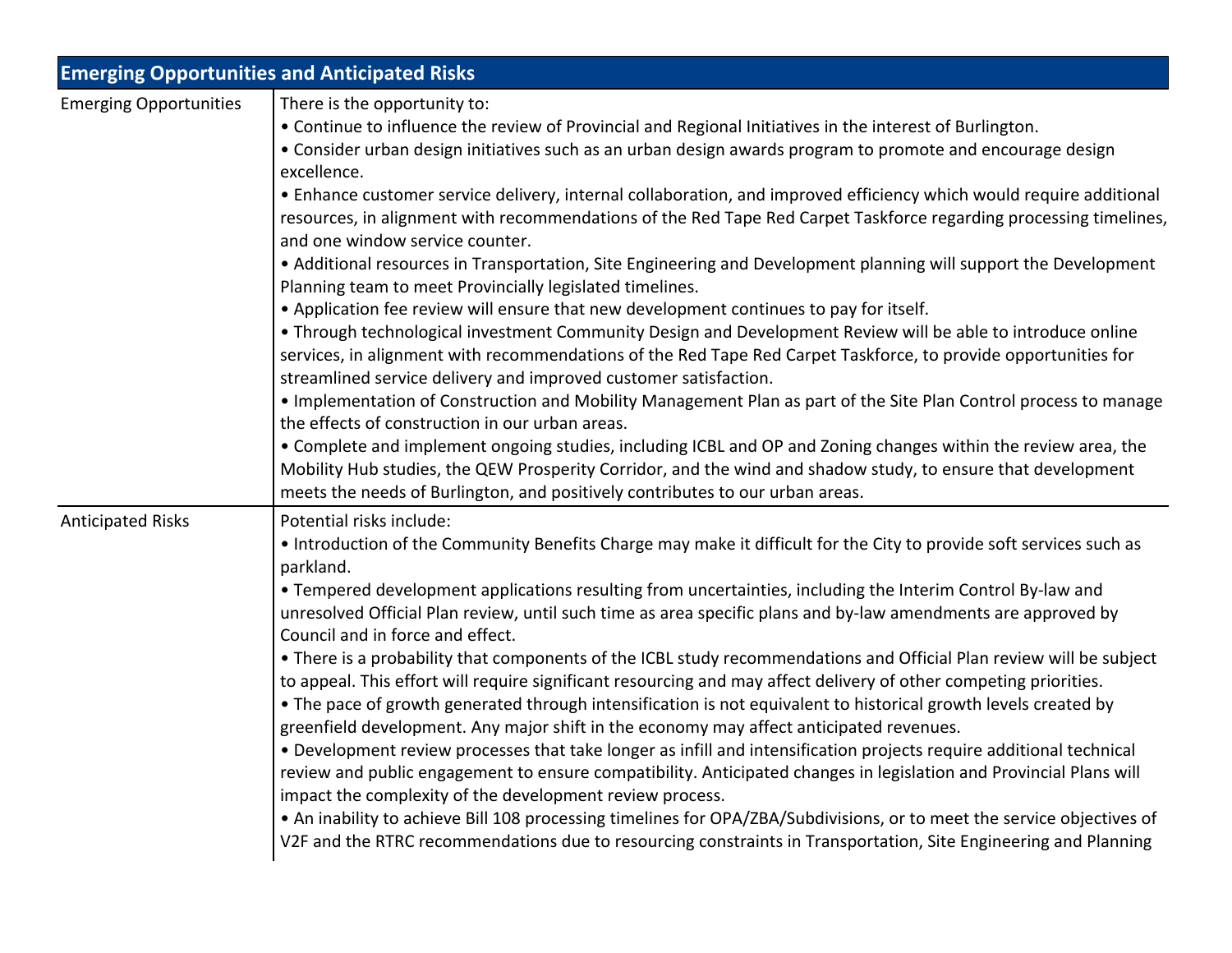| Emerging Opportunities and Anticipated Risks | |
|---|---|
| Emerging Opportunities | There is the opportunity to:<br>• Continue to influence the review of Provincial and Regional Initiatives in the interest of Burlington.<br>• Consider urban design initiatives such as an urban design awards program to promote and encourage design excellence.<br>• Enhance customer service delivery, internal collaboration, and improved efficiency which would require additional resources, in alignment with recommendations of the Red Tape Red Carpet Taskforce regarding processing timelines, and one window service counter.<br>• Additional resources in Transportation, Site Engineering and Development planning will support the Development Planning team to meet Provincially legislated timelines.<br>• Application fee review will ensure that new development continues to pay for itself.<br>• Through technological investment Community Design and Development Review will be able to introduce online services, in alignment with recommendations of the Red Tape Red Carpet Taskforce, to provide opportunities for streamlined service delivery and improved customer satisfaction.<br>• Implementation of Construction and Mobility Management Plan as part of the Site Plan Control process to manage the effects of construction in our urban areas.<br>• Complete and implement ongoing studies, including ICBL and OP and Zoning changes within the review area, the Mobility Hub studies, the QEW Prosperity Corridor, and the wind and shadow study, to ensure that development meets the needs of Burlington, and positively contributes to our urban areas. |
| Anticipated Risks | Potential risks include:<br>• Introduction of the Community Benefits Charge may make it difficult for the City to provide soft services such as parkland.<br>• Tempered development applications resulting from uncertainties, including the Interim Control By-law and unresolved Official Plan review, until such time as area specific plans and by-law amendments are approved by Council and in force and effect.<br>• There is a probability that components of the ICBL study recommendations and Official Plan review will be subject to appeal. This effort will require significant resourcing and may affect delivery of other competing priorities.<br>• The pace of growth generated through intensification is not equivalent to historical growth levels created by greenfield development. Any major shift in the economy may affect anticipated revenues.<br>• Development review processes that take longer as infill and intensification projects require additional technical review and public engagement to ensure compatibility. Anticipated changes in legislation and Provincial Plans will impact the complexity of the development review process.<br>• An inability to achieve Bill 108 processing timelines for OPA/ZBA/Subdivisions, or to meet the service objectives of V2F and the RTRC recommendations due to resourcing constraints in Transportation, Site Engineering and Planning |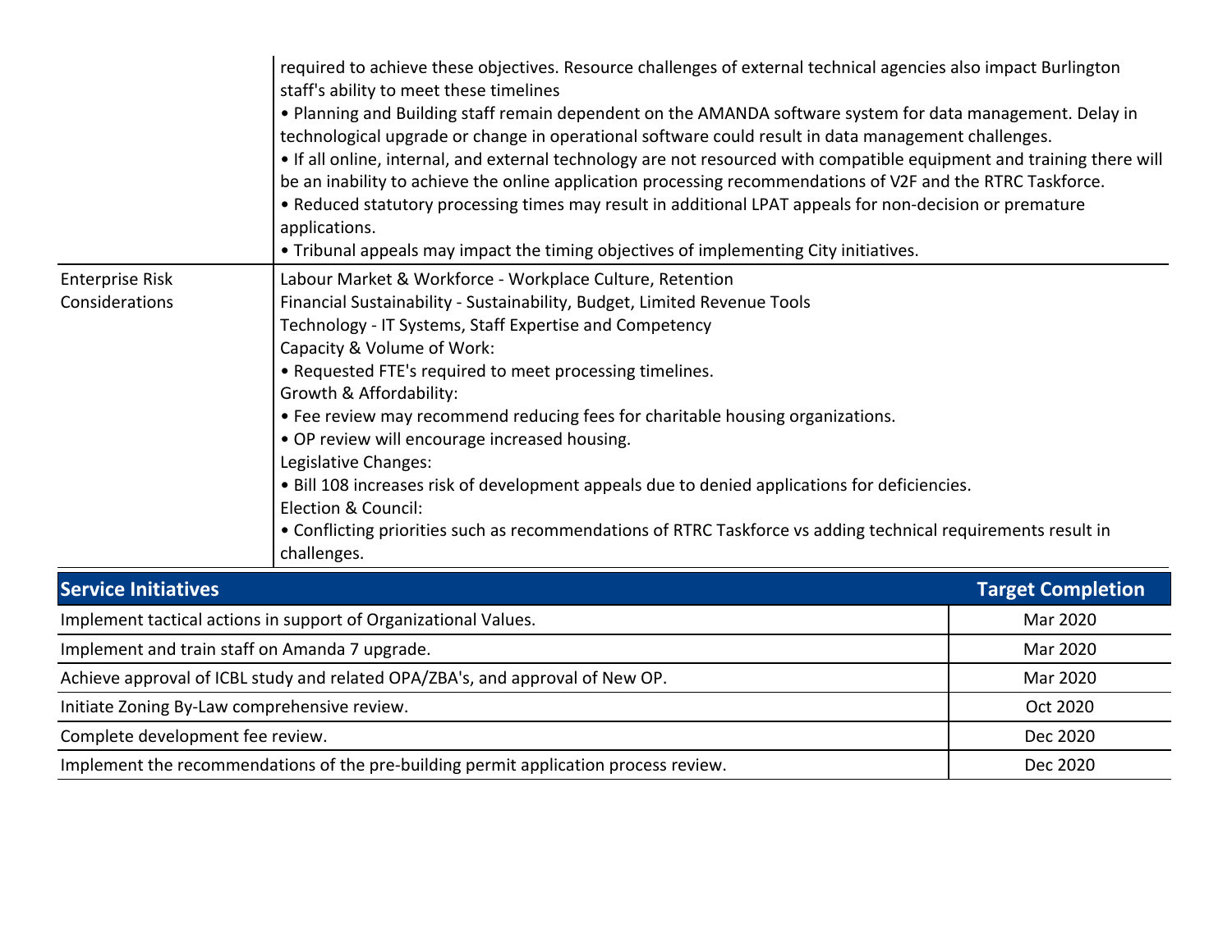| | |
|---|---|
| | required to achieve these objectives. Resource challenges of external technical agencies also impact Burlington staff's ability to meet these timelines<br>• Planning and Building staff remain dependent on the AMANDA software system for data management. Delay in technological upgrade or change in operational software could result in data management challenges.<br>• If all online, internal, and external technology are not resourced with compatible equipment and training there will be an inability to achieve the online application processing recommendations of V2F and the RTRC Taskforce.<br>• Reduced statutory processing times may result in additional LPAT appeals for non-decision or premature applications.<br>• Tribunal appeals may impact the timing objectives of implementing City initiatives. |
| Enterprise Risk Considerations | Labour Market & Workforce - Workplace Culture, Retention<br>Financial Sustainability - Sustainability, Budget, Limited Revenue Tools<br>Technology - IT Systems, Staff Expertise and Competency<br>Capacity & Volume of Work:<br>• Requested FTE's required to meet processing timelines.<br>Growth & Affordability:<br>• Fee review may recommend reducing fees for charitable housing organizations.<br>• OP review will encourage increased housing.<br>Legislative Changes:<br>• Bill 108 increases risk of development appeals due to denied applications for deficiencies.<br>Election & Council:<br>• Conflicting priorities such as recommendations of RTRC Taskforce vs adding technical requirements result in challenges. |

| Service Initiatives | Target Completion |
|---|---|
| Implement tactical actions in support of Organizational Values. | Mar 2020 |
| Implement and train staff on Amanda 7 upgrade. | Mar 2020 |
| Achieve approval of ICBL study and related OPA/ZBA's, and approval of New OP. | Mar 2020 |
| Initiate Zoning By-Law comprehensive review. | Oct 2020 |
| Complete development fee review. | Dec 2020 |
| Implement the recommendations of the pre-building permit application process review. | Dec 2020 |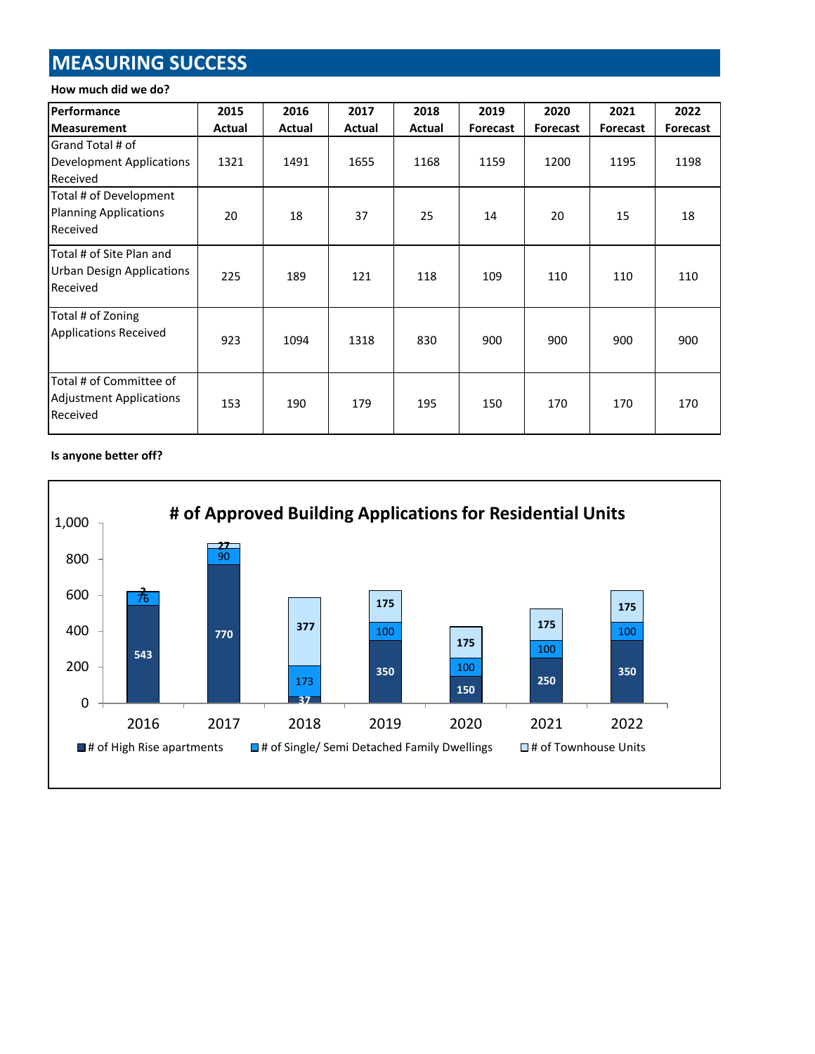## MEASURING SUCCESS

**How much did we do?**

| Performance Measurement | 2015 Actual | 2016 Actual | 2017 Actual | 2018 Actual | 2019 Forecast | 2020 Forecast | 2021 Forecast | 2022 Forecast |
|---|---|---|---|---|---|---|---|---|
| Grand Total # of Development Applications Received | 1321 | 1491 | 1655 | 1168 | 1159 | 1200 | 1195 | 1198 |
| Total # of Development Planning Applications Received | 20 | 18 | 37 | 25 | 14 | 20 | 15 | 18 |
| Total # of Site Plan and Urban Design Applications Received | 225 | 189 | 121 | 118 | 109 | 110 | 110 | 110 |
| Total # of Zoning Applications Received | 923 | 1094 | 1318 | 830 | 900 | 900 | 900 | 900 |
| Total # of Committee of Adjustment Applications Received | 153 | 190 | 179 | 195 | 150 | 170 | 170 | 170 |

**Is anyone better off?**

**# of Approved Building Applications for Residential Units**

| Year | # of High Rise apartments | # of Single/ Semi Detached Family Dwellings | # of Townhouse Units |
|---|---|---|---|
| 2016 | 543 | 76 | 2 |
| 2017 | 770 | 90 | 27 |
| 2018 | 37 | 173 | 377 |
| 2019 | 350 | 100 | 175 |
| 2020 | 150 | 100 | 175 |
| 2021 | 250 | 100 | 175 |
| 2022 | 350 | 100 | 175 |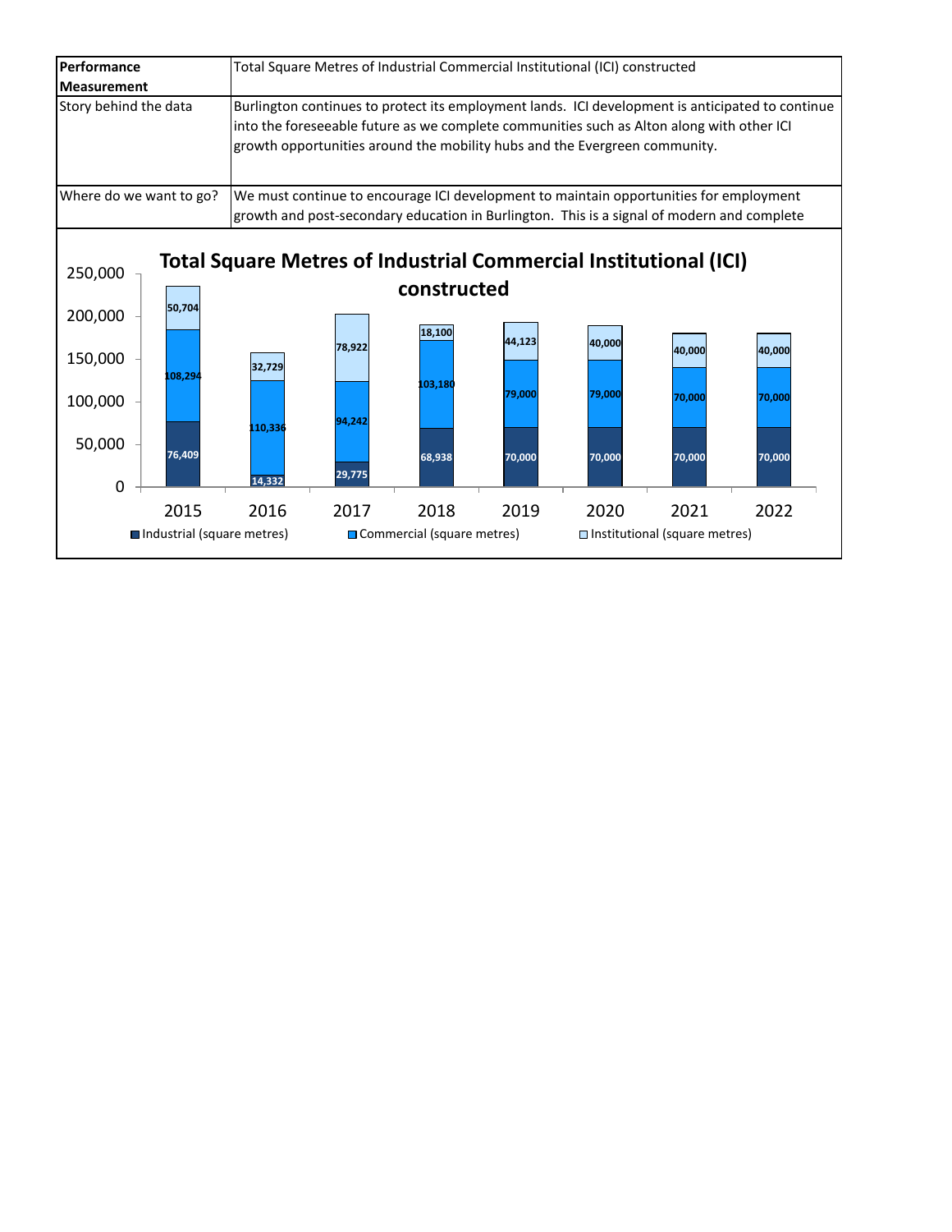| | |
|---|---|
| **Performance Measurement** | Total Square Metres of Industrial Commercial Institutional (ICI) constructed |
| Story behind the data | Burlington continues to protect its employment lands. ICI development is anticipated to continue into the foreseeable future as we complete communities such as Alton along with other ICI growth opportunities around the mobility hubs and the Evergreen community. |
| Where do we want to go? | We must continue to encourage ICI development to maintain opportunities for employment growth and post-secondary education in Burlington. This is a signal of modern and complete |

**Total Square Metres of Industrial Commercial Institutional (ICI) constructed**

250,000
200,000
150,000
100,000
50,000
0

2015: 76,409; 108,294; 50,704
2016: 14,332; 110,336; 32,729
2017: 29,775; 94,242; 78,922
2018: 68,938; 103,180; 18,100
2019: 70,000; 79,000; 44,123
2020: 70,000; 79,000; 40,000
2021: 70,000; 70,000; 40,000
2022: 70,000; 70,000; 40,000

Industrial (square metres)
Commercial (square metres)
Institutional (square metres)